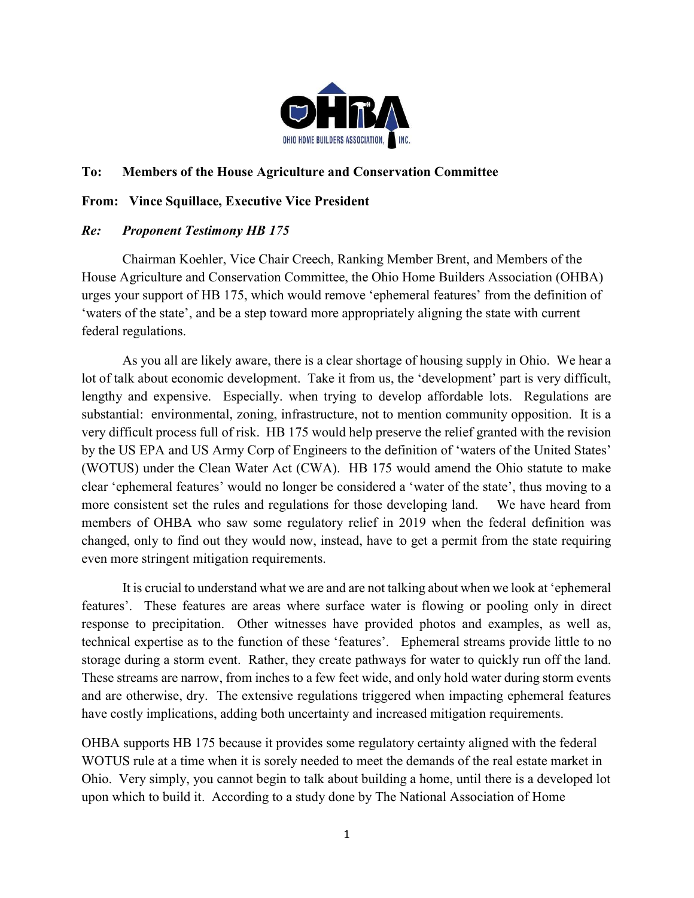**To: Members of the House Agriculture and Conservation Committee**

**From: Vince Squillace, Executive Vice President**

***Re: Proponent Testimony HB 175***

Chairman Koehler, Vice Chair Creech, Ranking Member Brent, and Members of the House Agriculture and Conservation Committee, the Ohio Home Builders Association (OHBA) urges your support of HB 175, which would remove 'ephemeral features' from the definition of 'waters of the state', and be a step toward more appropriately aligning the state with current federal regulations.

As you all are likely aware, there is a clear shortage of housing supply in Ohio. We hear a lot of talk about economic development. Take it from us, the 'development' part is very difficult, lengthy and expensive. Especially. when trying to develop affordable lots. Regulations are substantial: environmental, zoning, infrastructure, not to mention community opposition. It is a very difficult process full of risk. HB 175 would help preserve the relief granted with the revision by the US EPA and US Army Corp of Engineers to the definition of 'waters of the United States' (WOTUS) under the Clean Water Act (CWA). HB 175 would amend the Ohio statute to make clear 'ephemeral features' would no longer be considered a 'water of the state', thus moving to a more consistent set the rules and regulations for those developing land. We have heard from members of OHBA who saw some regulatory relief in 2019 when the federal definition was changed, only to find out they would now, instead, have to get a permit from the state requiring even more stringent mitigation requirements.

It is crucial to understand what we are and are not talking about when we look at 'ephemeral features'. These features are areas where surface water is flowing or pooling only in direct response to precipitation. Other witnesses have provided photos and examples, as well as, technical expertise as to the function of these 'features'. Ephemeral streams provide little to no storage during a storm event. Rather, they create pathways for water to quickly run off the land. These streams are narrow, from inches to a few feet wide, and only hold water during storm events and are otherwise, dry. The extensive regulations triggered when impacting ephemeral features have costly implications, adding both uncertainty and increased mitigation requirements.

OHBA supports HB 175 because it provides some regulatory certainty aligned with the federal WOTUS rule at a time when it is sorely needed to meet the demands of the real estate market in Ohio. Very simply, you cannot begin to talk about building a home, until there is a developed lot upon which to build it. According to a study done by The National Association of Home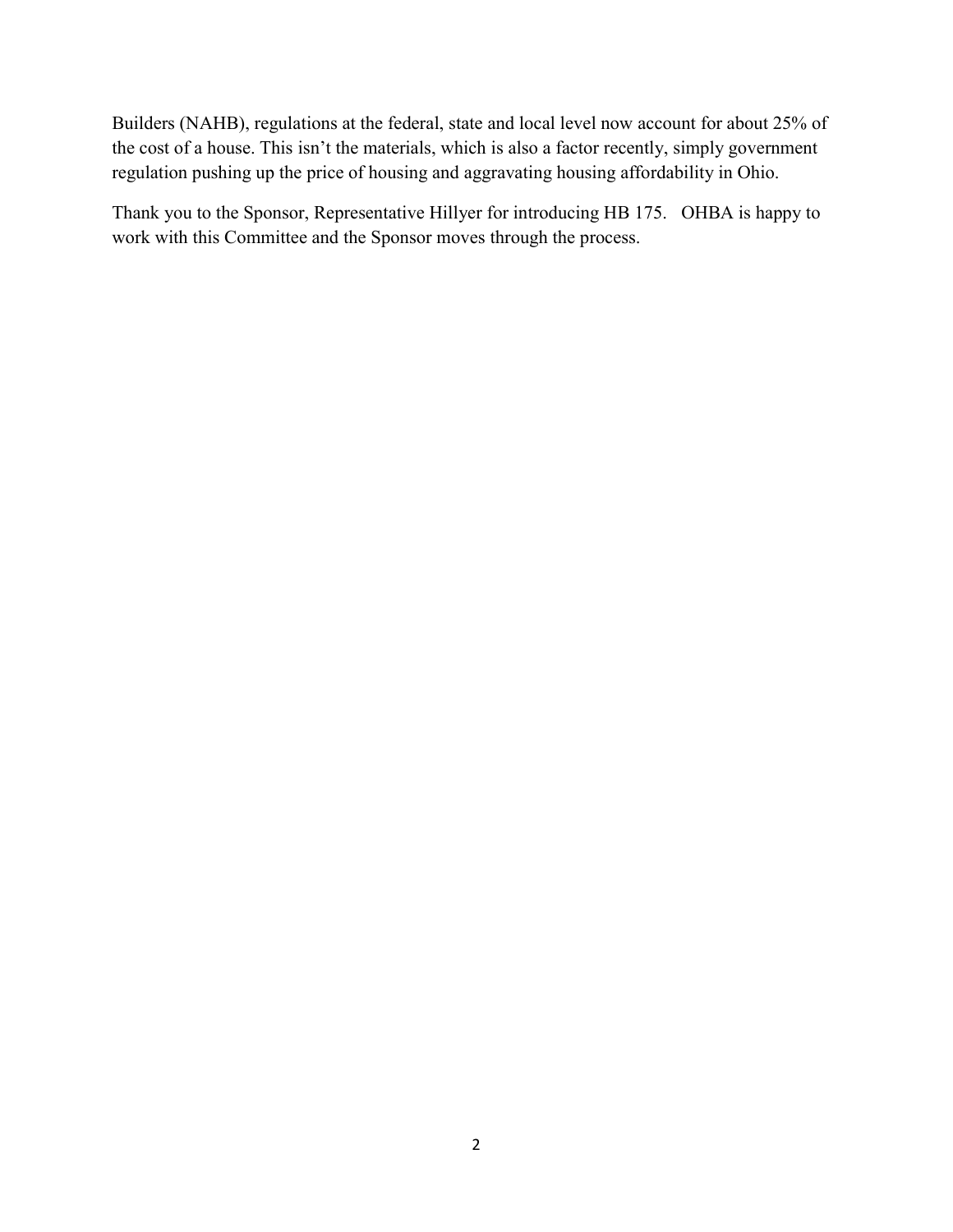Builders (NAHB), regulations at the federal, state and local level now account for about 25% of the cost of a house. This isn't the materials, which is also a factor recently, simply government regulation pushing up the price of housing and aggravating housing affordability in Ohio.

Thank you to the Sponsor, Representative Hillyer for introducing HB 175. OHBA is happy to work with this Committee and the Sponsor moves through the process.